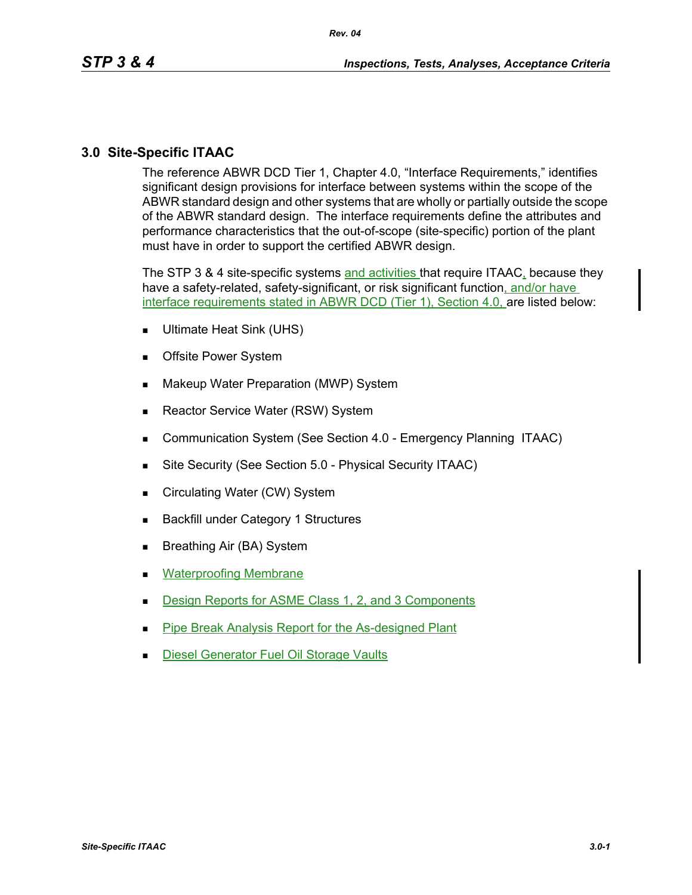## 3.0 Site-Specific ITAAC

The reference ABWR DCD Tier 1, Chapter 4.0, "Interface Requirements," identifies significant design provisions for interface between systems within the scope of the ABWR standard design and other systems that are wholly or partially outside the scope of the ABWR standard design. The interface requirements define the attributes and performance characteristics that the out-of-scope (site-specific) portion of the plant must have in order to support the certified ABWR design.

The STP 3 & 4 site-specific systems and activities that require ITAAC, because they have a safety-related, safety-significant, or risk significant function, and/or have interface requirements stated in ABWR DCD (Tier 1), Section 4.0, are listed below:

- Ultimate Heat Sink (UHS)
- Offsite Power System
- Makeup Water Preparation (MWP) System
- Reactor Service Water (RSW) System
- Communication System (See Section 4.0 - Emergency Planning ITAAC)
- Site Security (See Section 5.0 - Physical Security ITAAC)
- Circulating Water (CW) System
- Backfill under Category 1 Structures
- Breathing Air (BA) System
- Waterproofing Membrane
- Design Reports for ASME Class 1, 2, and 3 Components
- Pipe Break Analysis Report for the As-designed Plant
- Diesel Generator Fuel Oil Storage Vaults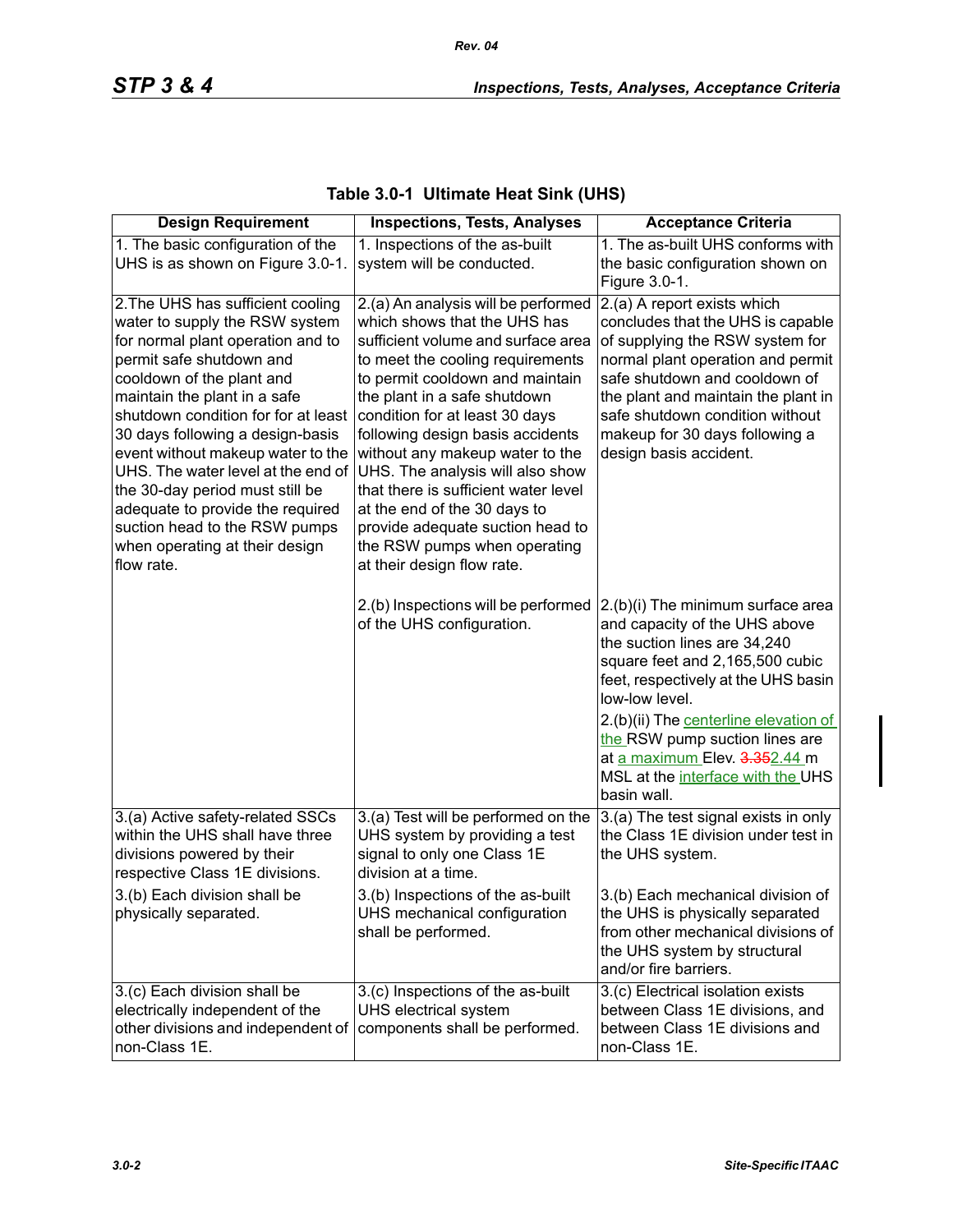**Table 3.0-1 Ultimate Heat Sink (UHS)**

| Design Requirement | Inspections, Tests, Analyses | Acceptance Criteria |
|---|---|---|
| 1. The basic configuration of the UHS is as shown on Figure 3.0-1. | 1. Inspections of the as-built system will be conducted. | 1. The as-built UHS conforms with the basic configuration shown on Figure 3.0-1. |
| 2.The UHS has sufficient cooling water to supply the RSW system for normal plant operation and to permit safe shutdown and cooldown of the plant and maintain the plant in a safe shutdown condition for for at least 30 days following a design-basis event without makeup water to the UHS. The water level at the end of the 30-day period must still be adequate to provide the required suction head to the RSW pumps when operating at their design flow rate. | 2.(a) An analysis will be performed which shows that the UHS has sufficient volume and surface area to meet the cooling requirements to permit cooldown and maintain the plant in a safe shutdown condition for at least 30 days following design basis accidents without any makeup water to the UHS. The analysis will also show that there is sufficient water level at the end of the 30 days to provide adequate suction head to the RSW pumps when operating at their design flow rate. | 2.(a) A report exists which concludes that the UHS is capable of supplying the RSW system for normal plant operation and permit safe shutdown and cooldown of the plant and maintain the plant in safe shutdown condition without makeup for 30 days following a design basis accident. |
| | 2.(b) Inspections will be performed of the UHS configuration. | 2.(b)(i) The minimum surface area and capacity of the UHS above the suction lines are 34,240 square feet and 2,165,500 cubic feet, respectively at the UHS basin low-low level.<br>2.(b)(ii) The centerline elevation of the RSW pump suction lines are at a maximum Elev. ~~3.35~~2.44 m MSL at the interface with the UHS basin wall. |
| 3.(a) Active safety-related SSCs within the UHS shall have three divisions powered by their respective Class 1E divisions.<br>3.(b) Each division shall be physically separated. | 3.(a) Test will be performed on the UHS system by providing a test signal to only one Class 1E division at a time.<br>3.(b) Inspections of the as-built UHS mechanical configuration shall be performed. | 3.(a) The test signal exists in only the Class 1E division under test in the UHS system.<br>3.(b) Each mechanical division of the UHS is physically separated from other mechanical divisions of the UHS system by structural and/or fire barriers. |
| 3.(c) Each division shall be electrically independent of the other divisions and independent of non-Class 1E. | 3.(c) Inspections of the as-built UHS electrical system components shall be performed. | 3.(c) Electrical isolation exists between Class 1E divisions, and between Class 1E divisions and non-Class 1E. |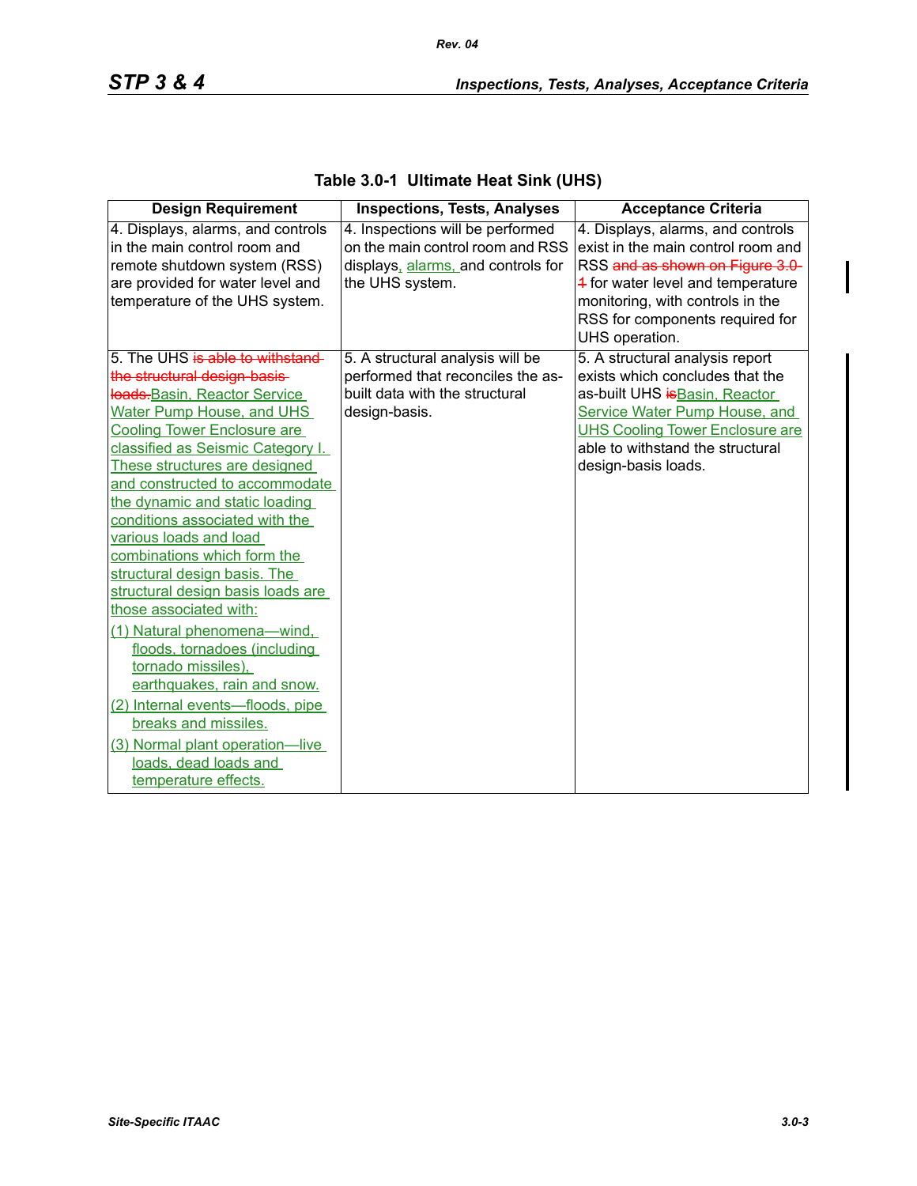## Table 3.0-1 Ultimate Heat Sink (UHS)

| Design Requirement | Inspections, Tests, Analyses | Acceptance Criteria |
|---|---|---|
| 4. Displays, alarms, and controls in the main control room and remote shutdown system (RSS) are provided for water level and temperature of the UHS system. | 4. Inspections will be performed on the main control room and RSS displays, alarms, and controls for the UHS system. | 4. Displays, alarms, and controls exist in the main control room and RSS ~~and as shown on Figure 3.0-1~~ for water level and temperature monitoring, with controls in the RSS for components required for UHS operation. |
| 5. The UHS ~~is able to withstand the structural design-basis loads.~~Basin, Reactor Service Water Pump House, and UHS Cooling Tower Enclosure are classified as Seismic Category I. These structures are designed and constructed to accommodate the dynamic and static loading conditions associated with the various loads and load combinations which form the structural design basis. The structural design basis loads are those associated with:<br>(1) Natural phenomena—wind, floods, tornadoes (including tornado missiles), earthquakes, rain and snow.<br>(2) Internal events—floods, pipe breaks and missiles.<br>(3) Normal plant operation—live loads, dead loads and temperature effects. | 5. A structural analysis will be performed that reconciles the as-built data with the structural design-basis. | 5. A structural analysis report exists which concludes that the as-built UHS ~~is~~Basin, Reactor Service Water Pump House, and UHS Cooling Tower Enclosure are able to withstand the structural design-basis loads. |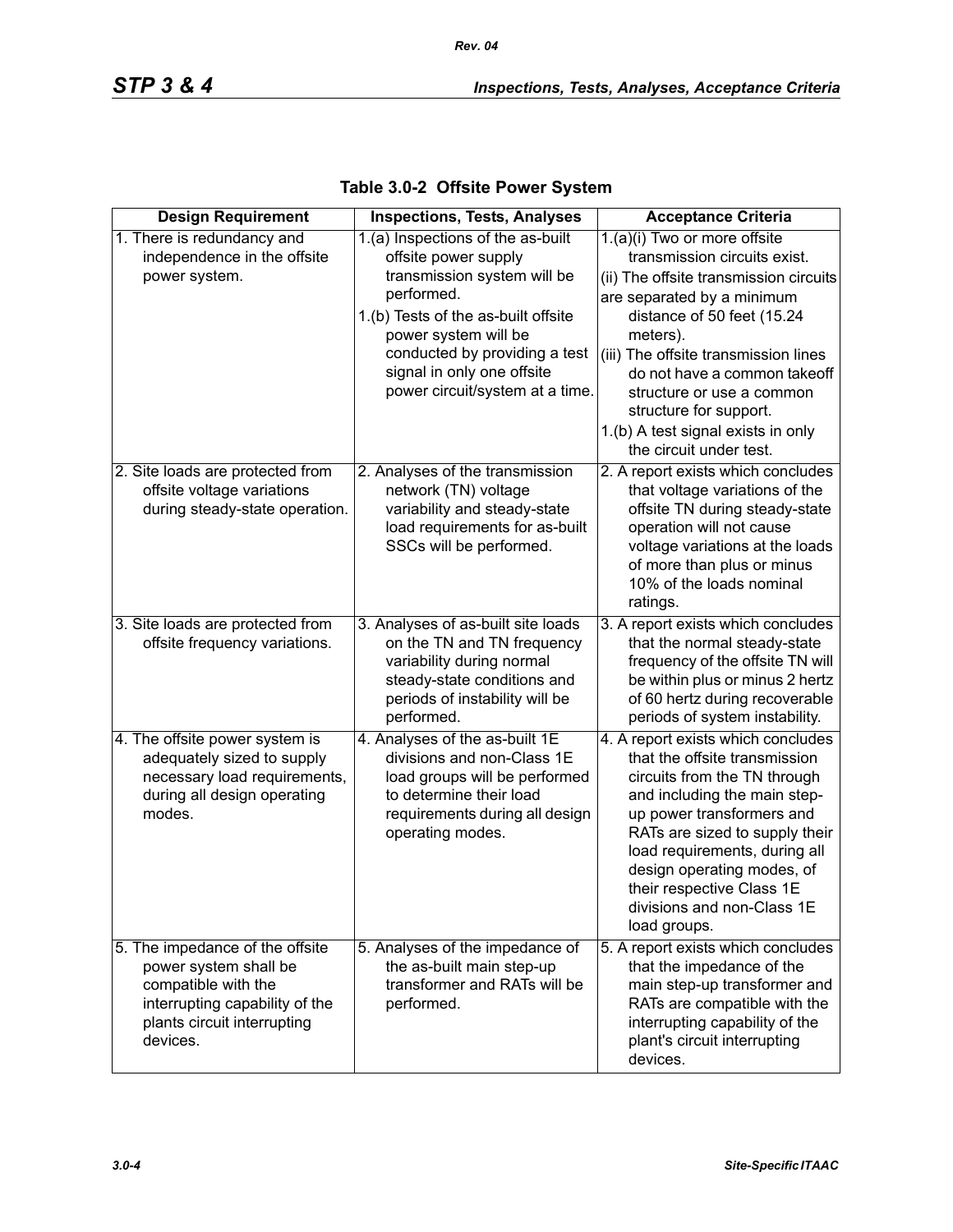**Table 3.0-2 Offsite Power System**

| Design Requirement | Inspections, Tests, Analyses | Acceptance Criteria |
|---|---|---|
| 1. There is redundancy and independence in the offsite power system. | 1.(a) Inspections of the as-built offsite power supply transmission system will be performed.<br>1.(b) Tests of the as-built offsite power system will be conducted by providing a test signal in only one offsite power circuit/system at a time. | 1.(a)(i) Two or more offsite transmission circuits exist.<br>(ii) The offsite transmission circuits are separated by a minimum distance of 50 feet (15.24 meters).<br>(iii) The offsite transmission lines do not have a common takeoff structure or use a common structure for support.<br>1.(b) A test signal exists in only the circuit under test. |
| 2. Site loads are protected from offsite voltage variations during steady-state operation. | 2. Analyses of the transmission network (TN) voltage variability and steady-state load requirements for as-built SSCs will be performed. | 2. A report exists which concludes that voltage variations of the offsite TN during steady-state operation will not cause voltage variations at the loads of more than plus or minus 10% of the loads nominal ratings. |
| 3. Site loads are protected from offsite frequency variations. | 3. Analyses of as-built site loads on the TN and TN frequency variability during normal steady-state conditions and periods of instability will be performed. | 3. A report exists which concludes that the normal steady-state frequency of the offsite TN will be within plus or minus 2 hertz of 60 hertz during recoverable periods of system instability. |
| 4. The offsite power system is adequately sized to supply necessary load requirements, during all design operating modes. | 4. Analyses of the as-built 1E divisions and non-Class 1E load groups will be performed to determine their load requirements during all design operating modes. | 4. A report exists which concludes that the offsite transmission circuits from the TN through and including the main step-up power transformers and RATs are sized to supply their load requirements, during all design operating modes, of their respective Class 1E divisions and non-Class 1E load groups. |
| 5. The impedance of the offsite power system shall be compatible with the interrupting capability of the plants circuit interrupting devices. | 5. Analyses of the impedance of the as-built main step-up transformer and RATs will be performed. | 5. A report exists which concludes that the impedance of the main step-up transformer and RATs are compatible with the interrupting capability of the plant's circuit interrupting devices. |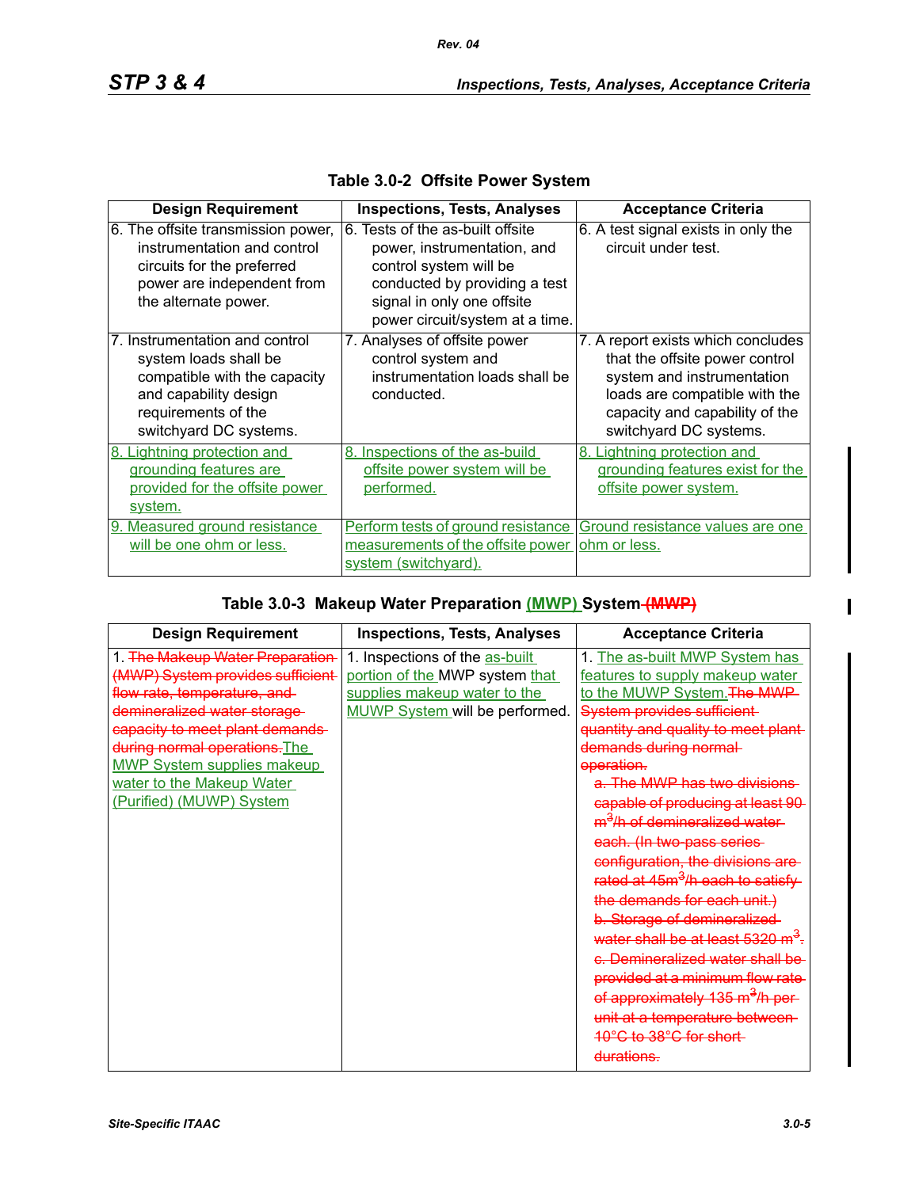## Table 3.0-2 Offsite Power System

| Design Requirement | Inspections, Tests, Analyses | Acceptance Criteria |
|---|---|---|
| 6. The offsite transmission power, instrumentation and control circuits for the preferred power are independent from the alternate power. | 6. Tests of the as-built offsite power, instrumentation, and control system will be conducted by providing a test signal in only one offsite power circuit/system at a time. | 6. A test signal exists in only the circuit under test. |
| 7. Instrumentation and control system loads shall be compatible with the capacity and capability design requirements of the switchyard DC systems. | 7. Analyses of offsite power control system and instrumentation loads shall be conducted. | 7. A report exists which concludes that the offsite power control system and instrumentation loads are compatible with the capacity and capability of the switchyard DC systems. |
| 8. Lightning protection and grounding features are provided for the offsite power system. | 8. Inspections of the as-build offsite power system will be performed. | 8. Lightning protection and grounding features exist for the offsite power system. |
| 9. Measured ground resistance will be one ohm or less. | Perform tests of ground resistance measurements of the offsite power system (switchyard). | Ground resistance values are one ohm or less. |

## Table 3.0-3 Makeup Water Preparation (MWP) System ~~(MWP)~~

| Design Requirement | Inspections, Tests, Analyses | Acceptance Criteria |
|---|---|---|
| 1. ~~The Makeup Water Preparation (MWP) System provides sufficient flow rate, temperature, and demineralized water storage capacity to meet plant demands during normal operations.~~ The MWP System supplies makeup water to the Makeup Water (Purified) (MUWP) System | 1. Inspections of the as-built portion of the MWP system that supplies makeup water to the MUWP System will be performed. | 1. The as-built MWP System has features to supply makeup water to the MUWP System. ~~The MWP System provides sufficient quantity and quality to meet plant demands during normal operation.~~<br>~~a. The MWP has two divisions capable of producing at least 90 $m^3/h$ of demineralized water each. (In two-pass series configuration, the divisions are rated at 45$m^3/h$ each to satisfy the demands for each unit.)~~<br>~~b. Storage of demineralized water shall be at least 5320 $m^3$.~~<br>~~c. Demineralized water shall be provided at a minimum flow rate of approximately 135 $m^3/h$ per unit at a temperature between 10°C to 38°C for short durations.~~ |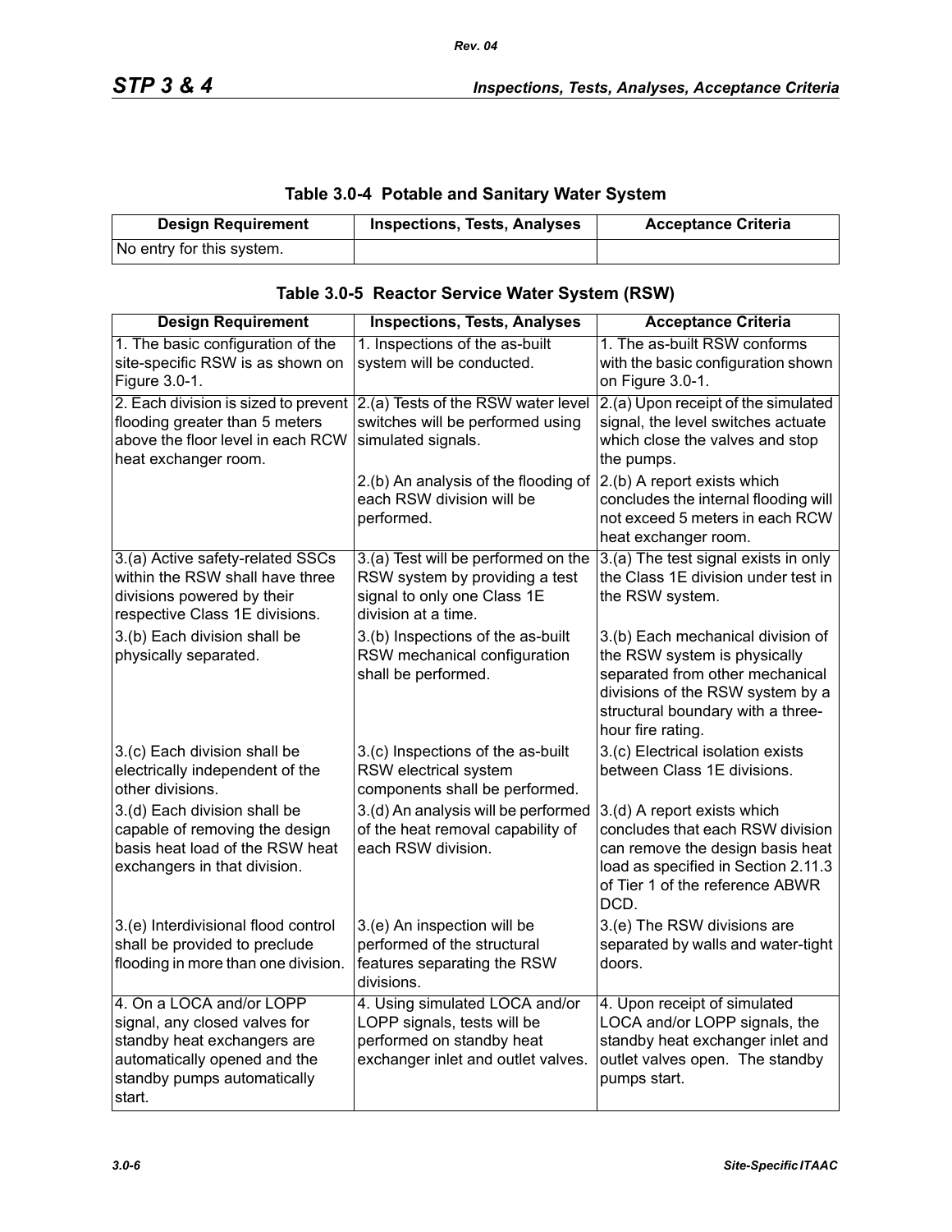**Table 3.0-4 Potable and Sanitary Water System**

| Design Requirement | Inspections, Tests, Analyses | Acceptance Criteria |
|---|---|---|
| No entry for this system. | | |

**Table 3.0-5 Reactor Service Water System (RSW)**

| Design Requirement | Inspections, Tests, Analyses | Acceptance Criteria |
|---|---|---|
| 1. The basic configuration of the site-specific RSW is as shown on Figure 3.0-1. | 1. Inspections of the as-built system will be conducted. | 1. The as-built RSW conforms with the basic configuration shown on Figure 3.0-1. |
| 2. Each division is sized to prevent flooding greater than 5 meters above the floor level in each RCW heat exchanger room. | 2.(a) Tests of the RSW water level switches will be performed using simulated signals. | 2.(a) Upon receipt of the simulated signal, the level switches actuate which close the valves and stop the pumps. |
| | 2.(b) An analysis of the flooding of each RSW division will be performed. | 2.(b) A report exists which concludes the internal flooding will not exceed 5 meters in each RCW heat exchanger room. |
| 3.(a) Active safety-related SSCs within the RSW shall have three divisions powered by their respective Class 1E divisions. | 3.(a) Test will be performed on the RSW system by providing a test signal to only one Class 1E division at a time. | 3.(a) The test signal exists in only the Class 1E division under test in the RSW system. |
| 3.(b) Each division shall be physically separated. | 3.(b) Inspections of the as-built RSW mechanical configuration shall be performed. | 3.(b) Each mechanical division of the RSW system is physically separated from other mechanical divisions of the RSW system by a structural boundary with a three-hour fire rating. |
| 3.(c) Each division shall be electrically independent of the other divisions. | 3.(c) Inspections of the as-built RSW electrical system components shall be performed. | 3.(c) Electrical isolation exists between Class 1E divisions. |
| 3.(d) Each division shall be capable of removing the design basis heat load of the RSW heat exchangers in that division. | 3.(d) An analysis will be performed of the heat removal capability of each RSW division. | 3.(d) A report exists which concludes that each RSW division can remove the design basis heat load as specified in Section 2.11.3 of Tier 1 of the reference ABWR DCD. |
| 3.(e) Interdivisional flood control shall be provided to preclude flooding in more than one division. | 3.(e) An inspection will be performed of the structural features separating the RSW divisions. | 3.(e) The RSW divisions are separated by walls and water-tight doors. |
| 4. On a LOCA and/or LOPP signal, any closed valves for standby heat exchangers are automatically opened and the standby pumps automatically start. | 4. Using simulated LOCA and/or LOPP signals, tests will be performed on standby heat exchanger inlet and outlet valves. | 4. Upon receipt of simulated LOCA and/or LOPP signals, the standby heat exchanger inlet and outlet valves open. The standby pumps start. |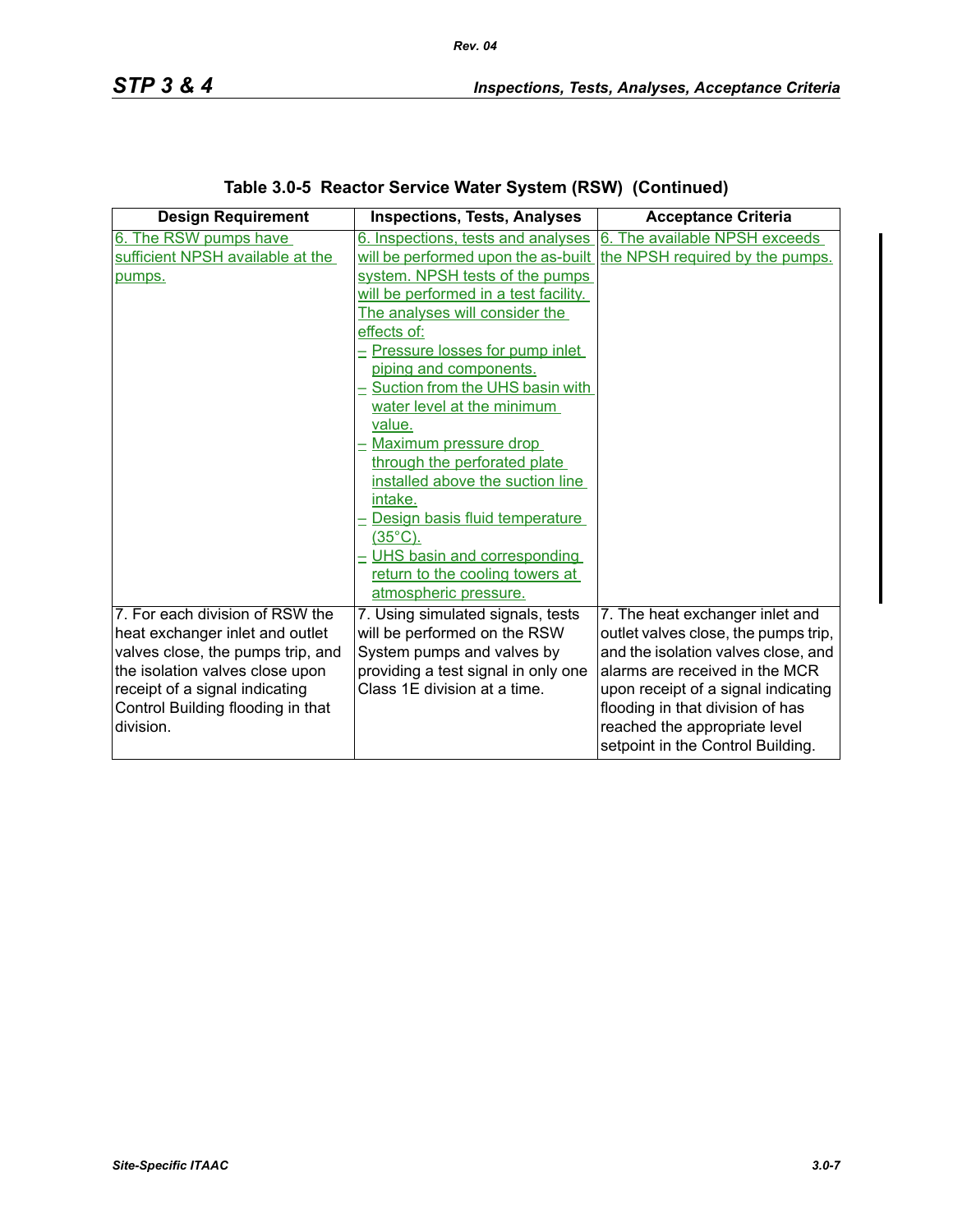**Table 3.0-5 Reactor Service Water System (RSW) (Continued)**

| Design Requirement | Inspections, Tests, Analyses | Acceptance Criteria |
|---|---|---|
| 6. The RSW pumps have sufficient NPSH available at the pumps. | 6. Inspections, tests and analyses will be performed upon the as-built system. NPSH tests of the pumps will be performed in a test facility. The analyses will consider the effects of:<br>– Pressure losses for pump inlet piping and components.<br>– Suction from the UHS basin with water level at the minimum value.<br>– Maximum pressure drop through the perforated plate installed above the suction line intake.<br>– Design basis fluid temperature (35°C).<br>– UHS basin and corresponding return to the cooling towers at atmospheric pressure. | 6. The available NPSH exceeds the NPSH required by the pumps. |
| 7. For each division of RSW the heat exchanger inlet and outlet valves close, the pumps trip, and the isolation valves close upon receipt of a signal indicating Control Building flooding in that division. | 7. Using simulated signals, tests will be performed on the RSW System pumps and valves by providing a test signal in only one Class 1E division at a time. | 7. The heat exchanger inlet and outlet valves close, the pumps trip, and the isolation valves close, and alarms are received in the MCR upon receipt of a signal indicating flooding in that division of has reached the appropriate level setpoint in the Control Building. |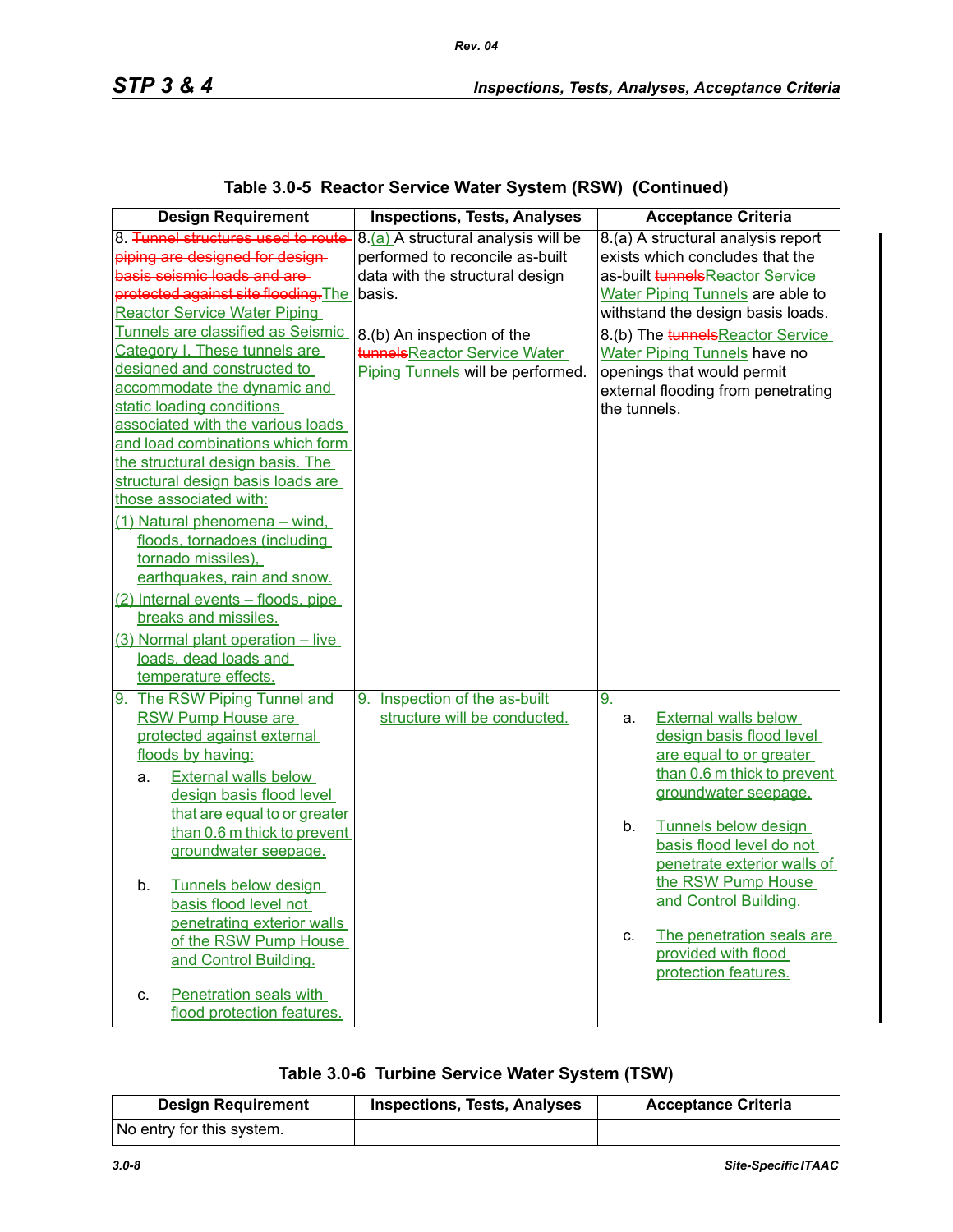**Table 3.0-5 Reactor Service Water System (RSW) (Continued)**

| Design Requirement | Inspections, Tests, Analyses | Acceptance Criteria |
|---|---|---|
| 8. ~~Tunnel structures used to route piping are designed for design basis seismic loads and are protected against site flooding.~~The Reactor Service Water Piping Tunnels are classified as Seismic Category I. These tunnels are designed and constructed to accommodate the dynamic and static loading conditions associated with the various loads and load combinations which form the structural design basis. The structural design basis loads are those associated with:<br>(1) Natural phenomena – wind, floods, tornadoes (including tornado missiles), earthquakes, rain and snow.<br>(2) Internal events – floods, pipe breaks and missiles.<br>(3) Normal plant operation – live loads, dead loads and temperature effects. | 8.(a) A structural analysis will be performed to reconcile as-built data with the structural design basis.<br><br>8.(b) An inspection of the ~~tunnels~~Reactor Service Water Piping Tunnels will be performed. | 8.(a) A structural analysis report exists which concludes that the as-built ~~tunnels~~Reactor Service Water Piping Tunnels are able to withstand the design basis loads.<br><br>8.(b) The ~~tunnels~~Reactor Service Water Piping Tunnels have no openings that would permit external flooding from penetrating the tunnels. |
| 9. The RSW Piping Tunnel and RSW Pump House are protected against external floods by having:<br>a. External walls below design basis flood level that are equal to or greater than 0.6 m thick to prevent groundwater seepage.<br>b. Tunnels below design basis flood level not penetrating exterior walls of the RSW Pump House and Control Building.<br>c. Penetration seals with flood protection features. | 9. Inspection of the as-built structure will be conducted. | 9.<br>a. External walls below design basis flood level are equal to or greater than 0.6 m thick to prevent groundwater seepage.<br>b. Tunnels below design basis flood level do not penetrate exterior walls of the RSW Pump House and Control Building.<br>c. The penetration seals are provided with flood protection features. |

**Table 3.0-6 Turbine Service Water System (TSW)**

| Design Requirement | Inspections, Tests, Analyses | Acceptance Criteria |
|---|---|---|
| No entry for this system. | | |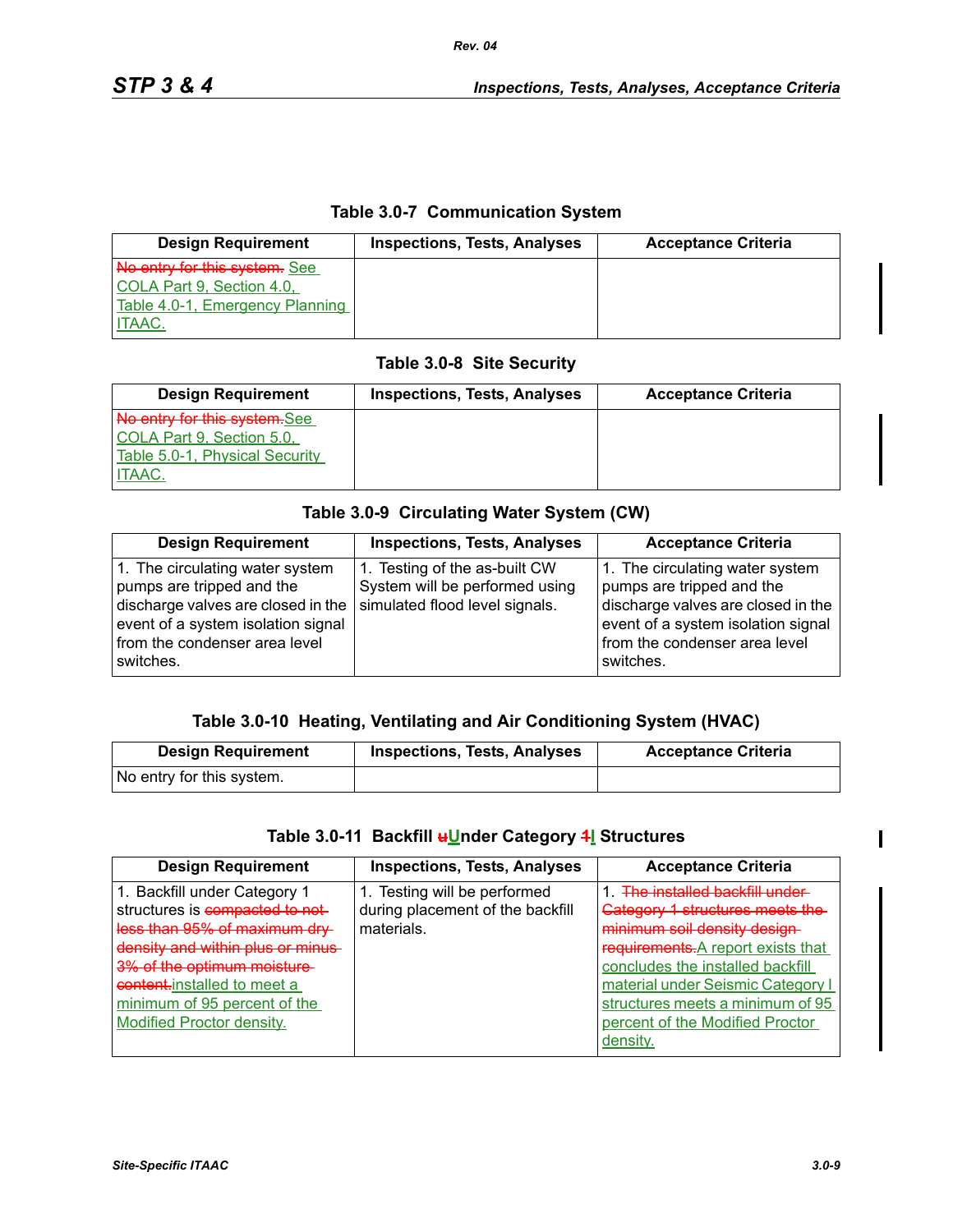### Table 3.0-7 Communication System

| Design Requirement | Inspections, Tests, Analyses | Acceptance Criteria |
|---|---|---|
| ~~No entry for this system.~~ See COLA Part 9, Section 4.0, Table 4.0-1, Emergency Planning ITAAC. | | |

### Table 3.0-8 Site Security

| Design Requirement | Inspections, Tests, Analyses | Acceptance Criteria |
|---|---|---|
| ~~No entry for this system.~~ See COLA Part 9, Section 5.0, Table 5.0-1, Physical Security ITAAC. | | |

### Table 3.0-9 Circulating Water System (CW)

| Design Requirement | Inspections, Tests, Analyses | Acceptance Criteria |
|---|---|---|
| 1. The circulating water system pumps are tripped and the discharge valves are closed in the event of a system isolation signal from the condenser area level switches. | 1. Testing of the as-built CW System will be performed using simulated flood level signals. | 1. The circulating water system pumps are tripped and the discharge valves are closed in the event of a system isolation signal from the condenser area level switches. |

### Table 3.0-10 Heating, Ventilating and Air Conditioning System (HVAC)

| Design Requirement | Inspections, Tests, Analyses | Acceptance Criteria |
|---|---|---|
| No entry for this system. | | |

### Table 3.0-11 Backfill ~~u~~Under Category ~~1~~I Structures

| Design Requirement | Inspections, Tests, Analyses | Acceptance Criteria |
|---|---|---|
| 1. Backfill under Category 1 structures is ~~compacted to not less than 95% of maximum dry density and within plus or minus 3% of the optimum moisture content.~~installed to meet a minimum of 95 percent of the Modified Proctor density. | 1. Testing will be performed during placement of the backfill materials. | 1. ~~The installed backfill under Category 1 structures meets the minimum soil density design requirements.~~A report exists that concludes the installed backfill material under Seismic Category I structures meets a minimum of 95 percent of the Modified Proctor density. |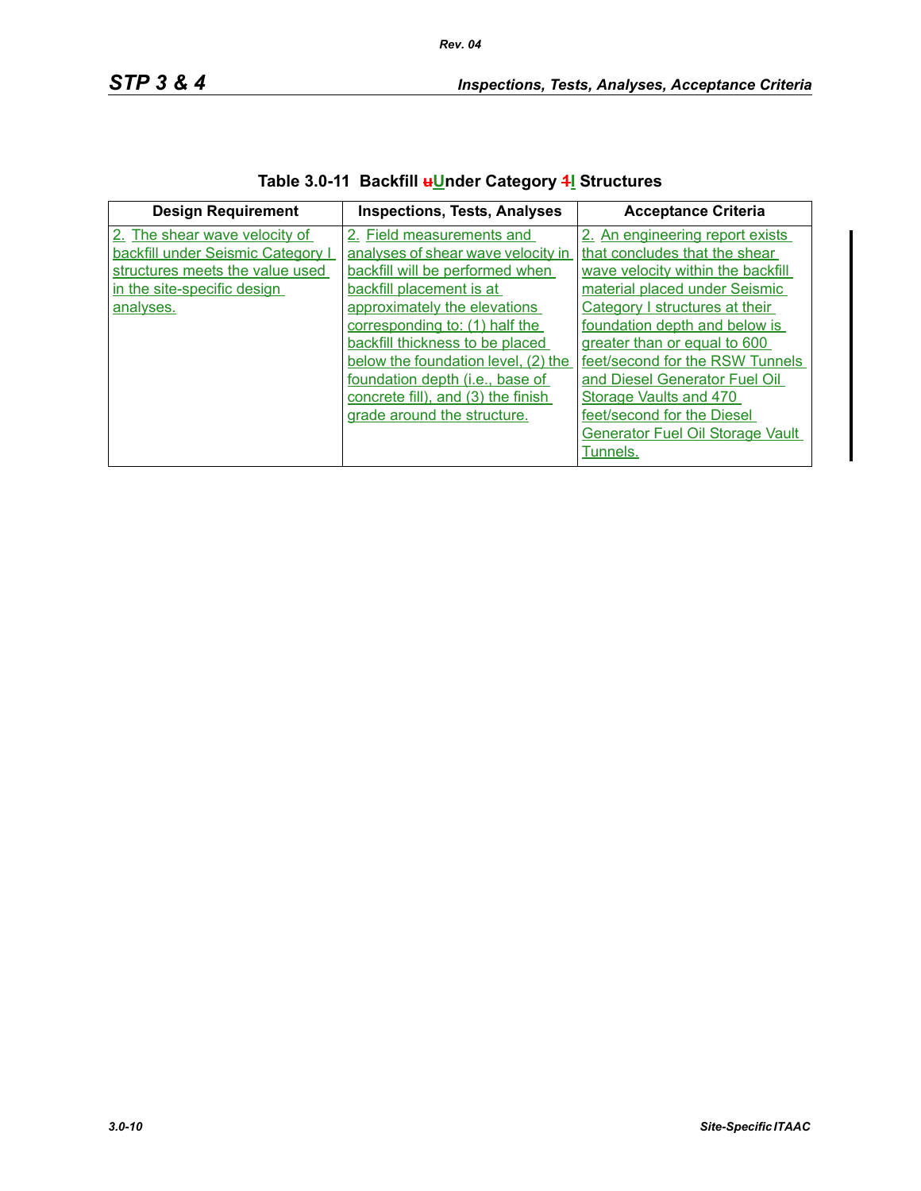## Table 3.0-11 Backfill ~~u~~Under Category ~~1~~I Structures

| Design Requirement | Inspections, Tests, Analyses | Acceptance Criteria |
| --- | --- | --- |
| 2. The shear wave velocity of backfill under Seismic Category I structures meets the value used in the site-specific design analyses. | 2. Field measurements and analyses of shear wave velocity in backfill will be performed when backfill placement is at approximately the elevations corresponding to: (1) half the backfill thickness to be placed below the foundation level, (2) the foundation depth (i.e., base of concrete fill), and (3) the finish grade around the structure. | 2. An engineering report exists that concludes that the shear wave velocity within the backfill material placed under Seismic Category I structures at their foundation depth and below is greater than or equal to 600 feet/second for the RSW Tunnels and Diesel Generator Fuel Oil Storage Vaults and 470 feet/second for the Diesel Generator Fuel Oil Storage Vault Tunnels. |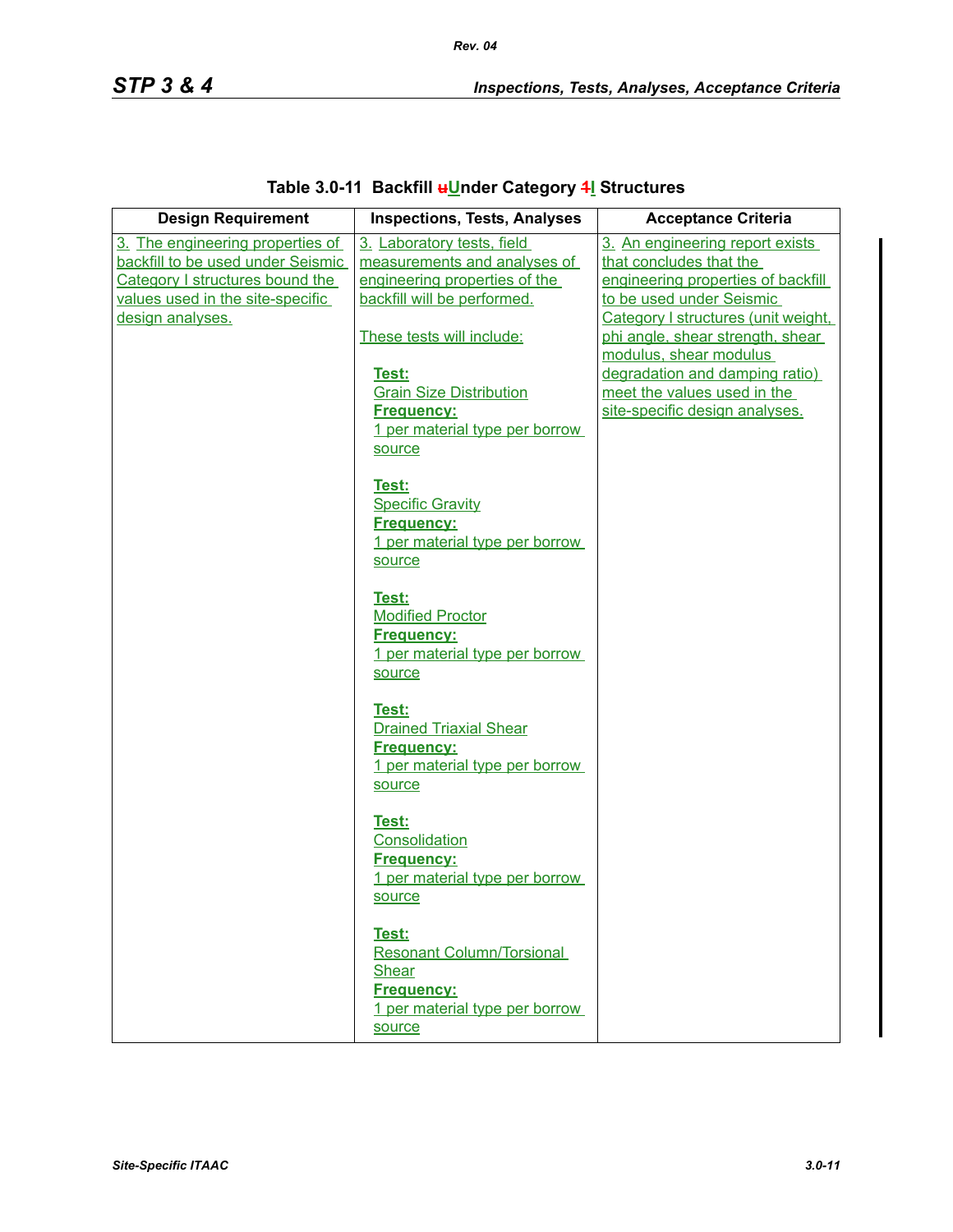**Table 3.0-11 Backfill ~~u~~Under Category ~~1~~I Structures**

| Design Requirement | Inspections, Tests, Analyses | Acceptance Criteria |
|---|---|---|
| 3. The engineering properties of backfill to be used under Seismic Category I structures bound the values used in the site-specific design analyses. | 3. Laboratory tests, field measurements and analyses of engineering properties of the backfill will be performed.<br><br>These tests will include:<br><br>**Test:**<br>Grain Size Distribution<br>**Frequency:**<br>1 per material type per borrow source<br><br>**Test:**<br>Specific Gravity<br>**Frequency:**<br>1 per material type per borrow source<br><br>**Test:**<br>Modified Proctor<br>**Frequency:**<br>1 per material type per borrow source<br><br>**Test:**<br>Drained Triaxial Shear<br>**Frequency:**<br>1 per material type per borrow source<br><br>**Test:**<br>Consolidation<br>**Frequency:**<br>1 per material type per borrow source<br><br>**Test:**<br>Resonant Column/Torsional Shear<br>**Frequency:**<br>1 per material type per borrow source | 3. An engineering report exists that concludes that the engineering properties of backfill to be used under Seismic Category I structures (unit weight, phi angle, shear strength, shear modulus, shear modulus degradation and damping ratio) meet the values used in the site-specific design analyses. |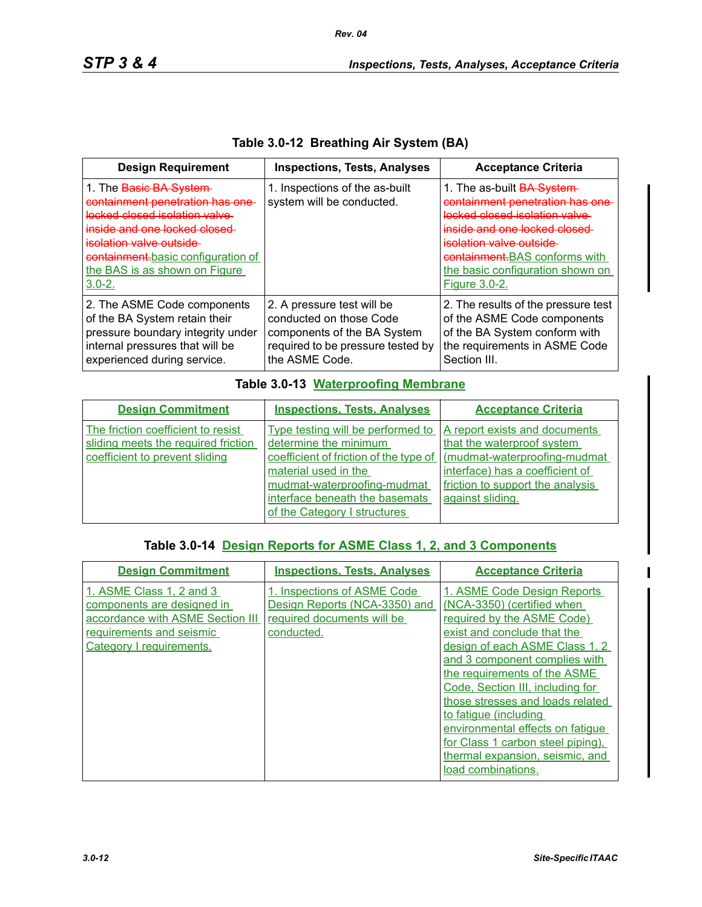## Table 3.0-12 Breathing Air System (BA)

| Design Requirement | Inspections, Tests, Analyses | Acceptance Criteria |
|---|---|---|
| 1. The ~~Basic BA System containment penetration has one locked closed isolation valve inside and one locked closed isolation valve outside containment.~~basic configuration of the BAS is as shown on Figure 3.0-2. | 1. Inspections of the as-built system will be conducted. | 1. The as-built ~~BA System containment penetration has one locked closed isolation valve inside and one locked closed isolation valve outside containment.~~BAS conforms with the basic configuration shown on Figure 3.0-2. |
| 2. The ASME Code components of the BA System retain their pressure boundary integrity under internal pressures that will be experienced during service. | 2. A pressure test will be conducted on those Code components of the BA System required to be pressure tested by the ASME Code. | 2. The results of the pressure test of the ASME Code components of the BA System conform with the requirements in ASME Code Section III. |

## Table 3.0-13 Waterproofing Membrane

| Design Commitment | Inspections, Tests, Analyses | Acceptance Criteria |
|---|---|---|
| The friction coefficient to resist sliding meets the required friction coefficient to prevent sliding | Type testing will be performed to determine the minimum coefficient of friction of the type of material used in the mudmat-waterproofing-mudmat interface beneath the basemats of the Category I structures | A report exists and documents that the waterproof system (mudmat-waterproofing-mudmat interface) has a coefficient of friction to support the analysis against sliding. |

## Table 3.0-14 Design Reports for ASME Class 1, 2, and 3 Components

| Design Commitment | Inspections, Tests, Analyses | Acceptance Criteria |
|---|---|---|
| 1. ASME Class 1, 2 and 3 components are designed in accordance with ASME Section III requirements and seismic Category I requirements. | 1. Inspections of ASME Code Design Reports (NCA-3350) and required documents will be conducted. | 1. ASME Code Design Reports (NCA-3350) (certified when required by the ASME Code) exist and conclude that the design of each ASME Class 1, 2 and 3 component complies with the requirements of the ASME Code, Section III, including for those stresses and loads related to fatigue (including environmental effects on fatigue for Class 1 carbon steel piping), thermal expansion, seismic, and load combinations. |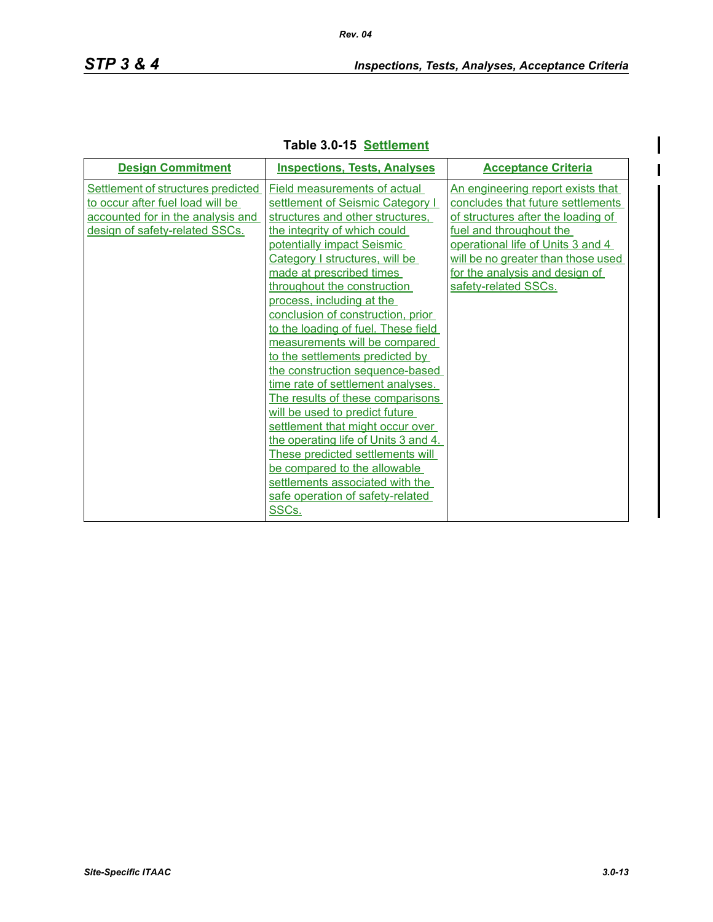**Table 3.0-15 Settlement**

| Design Commitment | Inspections, Tests, Analyses | Acceptance Criteria |
|---|---|---|
| Settlement of structures predicted to occur after fuel load will be accounted for in the analysis and design of safety-related SSCs. | Field measurements of actual settlement of Seismic Category I structures and other structures, the integrity of which could potentially impact Seismic Category I structures, will be made at prescribed times throughout the construction process, including at the conclusion of construction, prior to the loading of fuel. These field measurements will be compared to the settlements predicted by the construction sequence-based time rate of settlement analyses. The results of these comparisons will be used to predict future settlement that might occur over the operating life of Units 3 and 4. These predicted settlements will be compared to the allowable settlements associated with the safe operation of safety-related SSCs. | An engineering report exists that concludes that future settlements of structures after the loading of fuel and throughout the operational life of Units 3 and 4 will be no greater than those used for the analysis and design of safety-related SSCs. |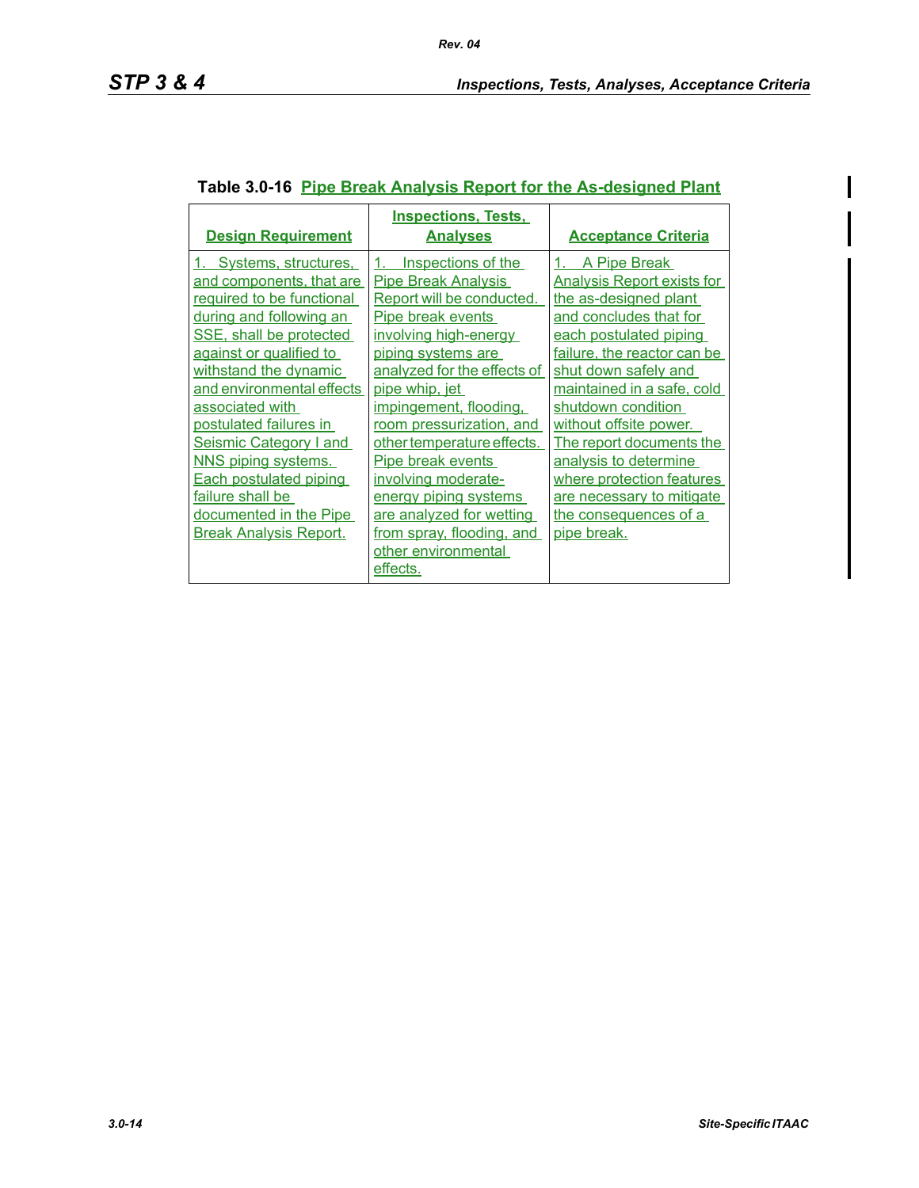**Table 3.0-16 Pipe Break Analysis Report for the As-designed Plant**

| Design Requirement | Inspections, Tests, Analyses | Acceptance Criteria |
| --- | --- | --- |
| 1. Systems, structures, and components, that are required to be functional during and following an SSE, shall be protected against or qualified to withstand the dynamic and environmental effects associated with postulated failures in Seismic Category I and NNS piping systems. Each postulated piping failure shall be documented in the Pipe Break Analysis Report. | 1. Inspections of the Pipe Break Analysis Report will be conducted. Pipe break events involving high-energy piping systems are analyzed for the effects of pipe whip, jet impingement, flooding, room pressurization, and other temperature effects. Pipe break events involving moderate-energy piping systems are analyzed for wetting from spray, flooding, and other environmental effects. | 1. A Pipe Break Analysis Report exists for the as-designed plant and concludes that for each postulated piping failure, the reactor can be shut down safely and maintained in a safe, cold shutdown condition without offsite power. The report documents the analysis to determine where protection features are necessary to mitigate the consequences of a pipe break. |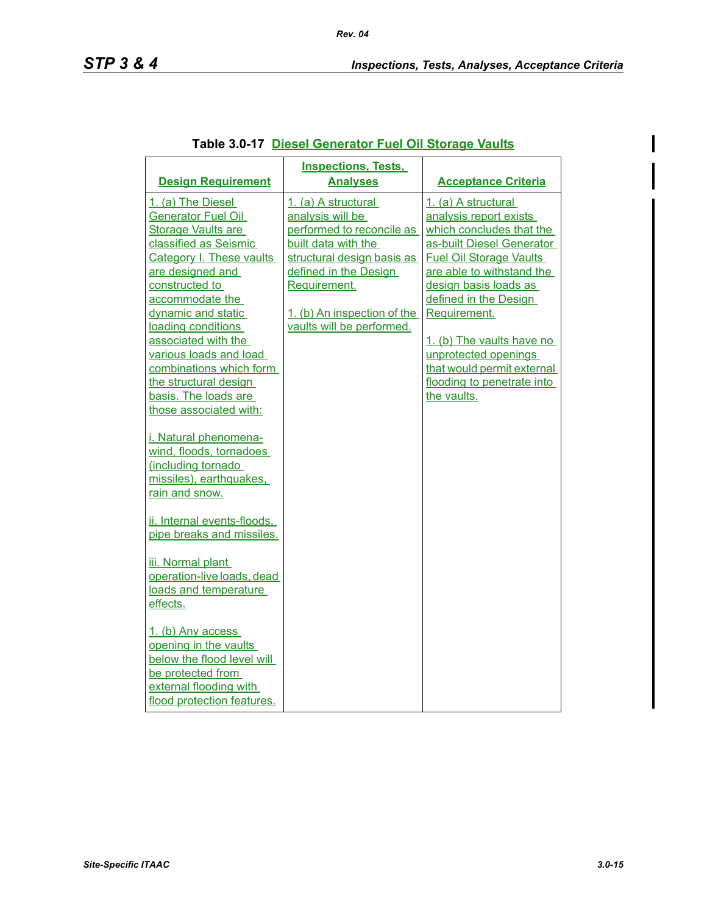**Table 3.0-17 Diesel Generator Fuel Oil Storage Vaults**

| Design Requirement | Inspections, Tests, Analyses | Acceptance Criteria |
|---|---|---|
| 1. (a) The Diesel Generator Fuel Oil Storage Vaults are classified as Seismic Category I. These vaults are designed and constructed to accommodate the dynamic and static loading conditions associated with the various loads and load combinations which form the structural design basis. The loads are those associated with:<br><br>i. Natural phenomena-wind, floods, tornadoes (including tornado missiles), earthquakes, rain and snow.<br><br>ii. Internal events-floods, pipe breaks and missiles.<br><br>iii. Normal plant operation-live loads, dead loads and temperature effects.<br><br>1. (b) Any access opening in the vaults below the flood level will be protected from external flooding with flood protection features. | 1. (a) A structural analysis will be performed to reconcile as built data with the structural design basis as defined in the Design Requirement.<br><br>1. (b) An inspection of the vaults will be performed. | 1. (a) A structural analysis report exists which concludes that the as-built Diesel Generator Fuel Oil Storage Vaults are able to withstand the design basis loads as defined in the Design Requirement.<br><br>1. (b) The vaults have no unprotected openings that would permit external flooding to penetrate into the vaults. |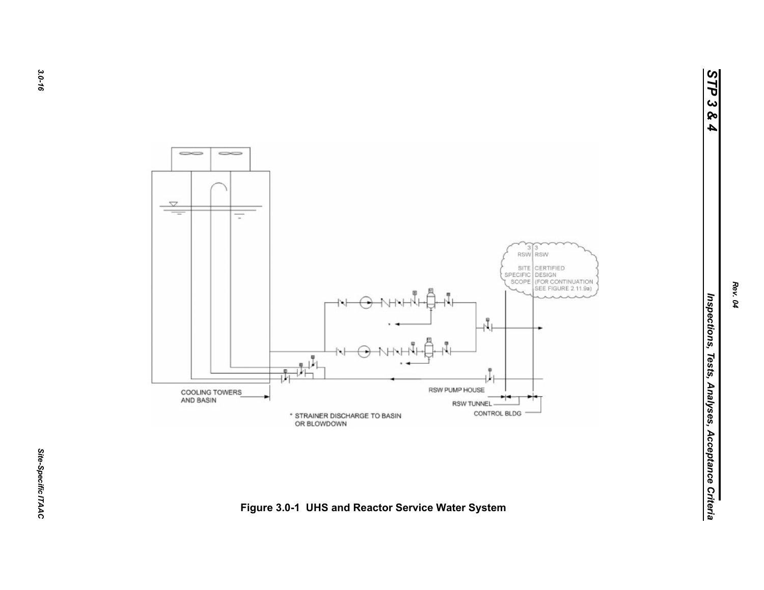COOLING TOWERS
AND BASIN

* STRAINER DISCHARGE TO BASIN
OR BLOWDOWN

RSW PUMP HOUSE

RSW TUNNEL

CONTROL BLDG

3
RSW

SITE
SPECIFIC
SCOPE

3
RSW

CERTIFIED
DESIGN
(FOR CONTINUATION
SEE FIGURE 2.11.9a)

Figure 3.0-1 UHS and Reactor Service Water System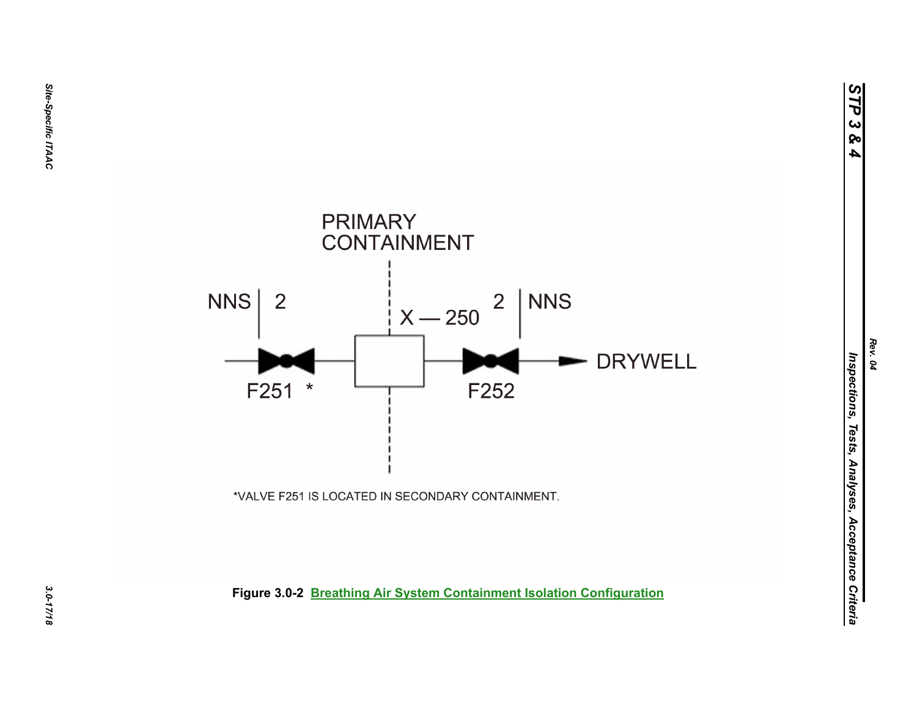PRIMARY
CONTAINMENT

NNS 2

X — 250

2 NNS

DRYWELL

F251 *

F252

*VALVE F251 IS LOCATED IN SECONDARY CONTAINMENT.

**Figure 3.0-2** Breathing Air System Containment Isolation Configuration